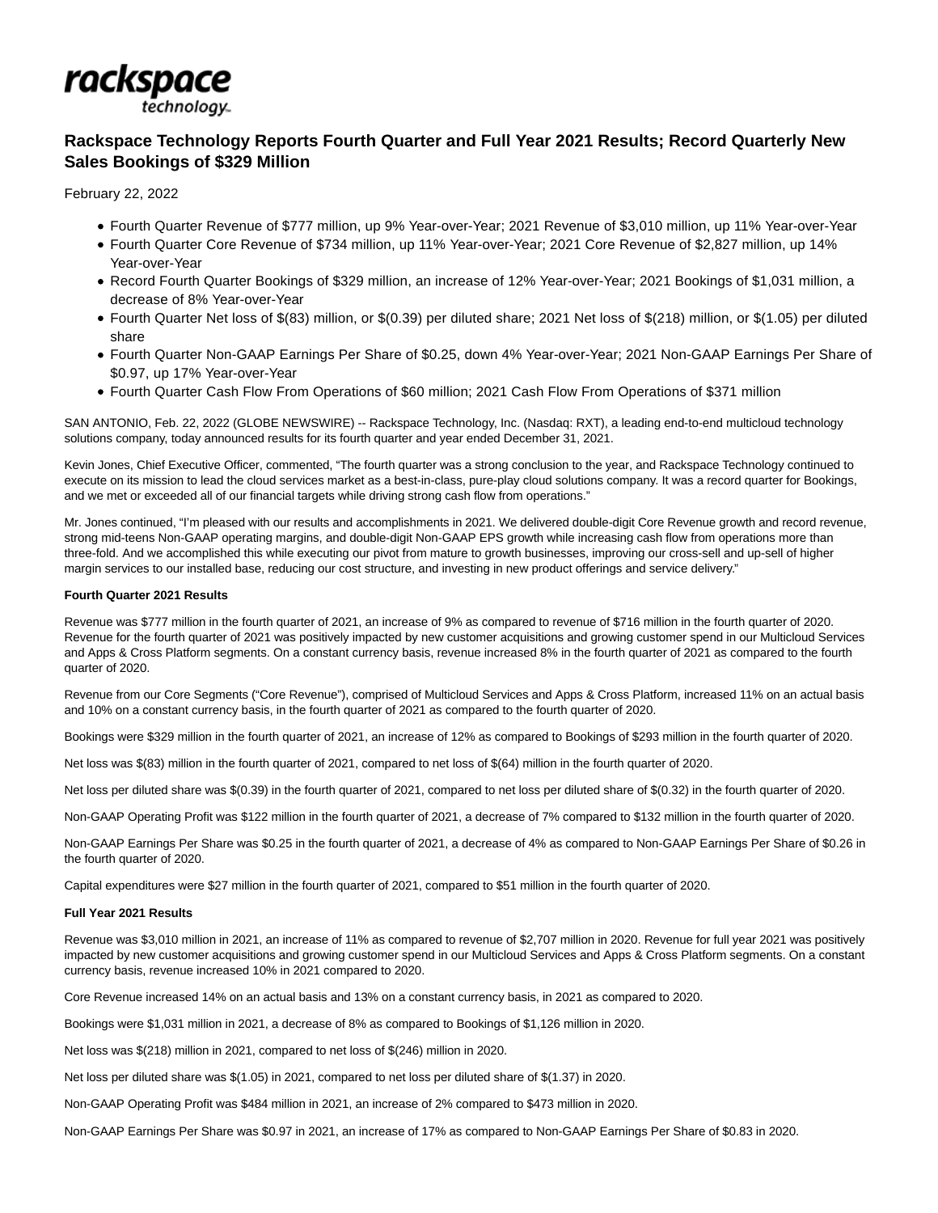rackspace technology

# Rackspace Technology Reports Fourth Quarter and Full Year 2021 Results; Record Quarterly New Sales Bookings of $329 Million

February 22, 2022

- Fourth Quarter Revenue of $777 million, up 9% Year-over-Year; 2021 Revenue of $3,010 million, up 11% Year-over-Year
- Fourth Quarter Core Revenue of $734 million, up 11% Year-over-Year; 2021 Core Revenue of $2,827 million, up 14% Year-over-Year
- Record Fourth Quarter Bookings of $329 million, an increase of 12% Year-over-Year; 2021 Bookings of $1,031 million, a decrease of 8% Year-over-Year
- Fourth Quarter Net loss of $(83) million, or $(0.39) per diluted share; 2021 Net loss of $(218) million, or $(1.05) per diluted share
- Fourth Quarter Non-GAAP Earnings Per Share of $0.25, down 4% Year-over-Year; 2021 Non-GAAP Earnings Per Share of $0.97, up 17% Year-over-Year
- Fourth Quarter Cash Flow From Operations of $60 million; 2021 Cash Flow From Operations of $371 million

SAN ANTONIO, Feb. 22, 2022 (GLOBE NEWSWIRE) -- Rackspace Technology, Inc. (Nasdaq: RXT), a leading end-to-end multicloud technology solutions company, today announced results for its fourth quarter and year ended December 31, 2021.

Kevin Jones, Chief Executive Officer, commented, "The fourth quarter was a strong conclusion to the year, and Rackspace Technology continued to execute on its mission to lead the cloud services market as a best-in-class, pure-play cloud solutions company. It was a record quarter for Bookings, and we met or exceeded all of our financial targets while driving strong cash flow from operations."

Mr. Jones continued, "I'm pleased with our results and accomplishments in 2021. We delivered double-digit Core Revenue growth and record revenue, strong mid-teens Non-GAAP operating margins, and double-digit Non-GAAP EPS growth while increasing cash flow from operations more than three-fold. And we accomplished this while executing our pivot from mature to growth businesses, improving our cross-sell and up-sell of higher margin services to our installed base, reducing our cost structure, and investing in new product offerings and service delivery."

**Fourth Quarter 2021 Results**

Revenue was $777 million in the fourth quarter of 2021, an increase of 9% as compared to revenue of $716 million in the fourth quarter of 2020. Revenue for the fourth quarter of 2021 was positively impacted by new customer acquisitions and growing customer spend in our Multicloud Services and Apps & Cross Platform segments. On a constant currency basis, revenue increased 8% in the fourth quarter of 2021 as compared to the fourth quarter of 2020.

Revenue from our Core Segments ("Core Revenue"), comprised of Multicloud Services and Apps & Cross Platform, increased 11% on an actual basis and 10% on a constant currency basis, in the fourth quarter of 2021 as compared to the fourth quarter of 2020.

Bookings were $329 million in the fourth quarter of 2021, an increase of 12% as compared to Bookings of $293 million in the fourth quarter of 2020.

Net loss was $(83) million in the fourth quarter of 2021, compared to net loss of $(64) million in the fourth quarter of 2020.

Net loss per diluted share was $(0.39) in the fourth quarter of 2021, compared to net loss per diluted share of $(0.32) in the fourth quarter of 2020.

Non-GAAP Operating Profit was $122 million in the fourth quarter of 2021, a decrease of 7% compared to $132 million in the fourth quarter of 2020.

Non-GAAP Earnings Per Share was $0.25 in the fourth quarter of 2021, a decrease of 4% as compared to Non-GAAP Earnings Per Share of $0.26 in the fourth quarter of 2020.

Capital expenditures were $27 million in the fourth quarter of 2021, compared to $51 million in the fourth quarter of 2020.

**Full Year 2021 Results**

Revenue was $3,010 million in 2021, an increase of 11% as compared to revenue of $2,707 million in 2020. Revenue for full year 2021 was positively impacted by new customer acquisitions and growing customer spend in our Multicloud Services and Apps & Cross Platform segments. On a constant currency basis, revenue increased 10% in 2021 compared to 2020.

Core Revenue increased 14% on an actual basis and 13% on a constant currency basis, in 2021 as compared to 2020.

Bookings were $1,031 million in 2021, a decrease of 8% as compared to Bookings of $1,126 million in 2020.

Net loss was $(218) million in 2021, compared to net loss of $(246) million in 2020.

Net loss per diluted share was $(1.05) in 2021, compared to net loss per diluted share of $(1.37) in 2020.

Non-GAAP Operating Profit was $484 million in 2021, an increase of 2% compared to $473 million in 2020.

Non-GAAP Earnings Per Share was $0.97 in 2021, an increase of 17% as compared to Non-GAAP Earnings Per Share of $0.83 in 2020.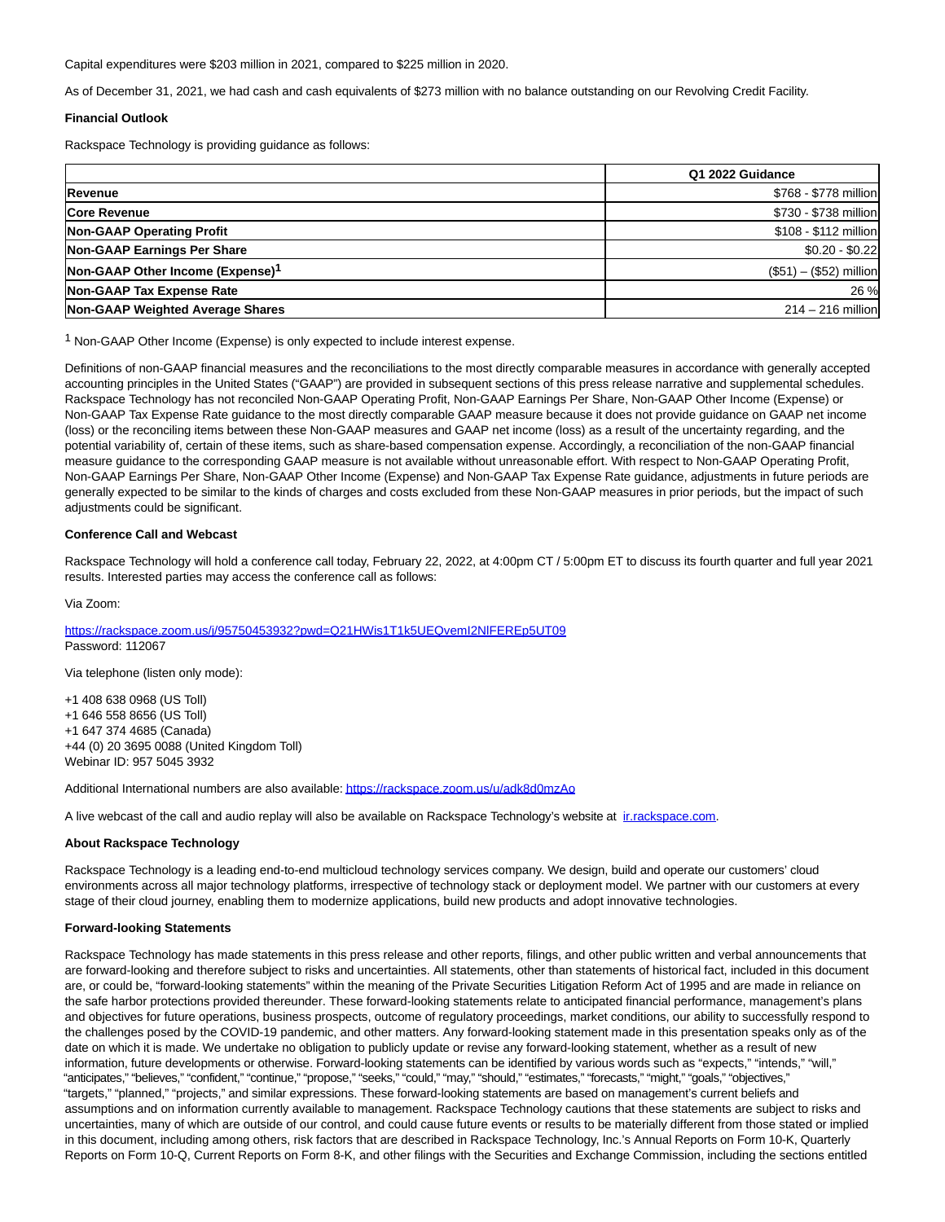Capital expenditures were $203 million in 2021, compared to $225 million in 2020.

As of December 31, 2021, we had cash and cash equivalents of $273 million with no balance outstanding on our Revolving Credit Facility.

**Financial Outlook**

Rackspace Technology is providing guidance as follows:

| | Q1 2022 Guidance |
|---|---|
| **Revenue** | $768 - $778 million |
| **Core Revenue** | $730 - $738 million |
| **Non-GAAP Operating Profit** | $108 - $112 million |
| **Non-GAAP Earnings Per Share** | $0.20 - $0.22 |
| **Non-GAAP Other Income (Expense)[1]** | ($51) – ($52) million |
| **Non-GAAP Tax Expense Rate** | 26 % |
| **Non-GAAP Weighted Average Shares** | 214 – 216 million |

[1] Non-GAAP Other Income (Expense) is only expected to include interest expense.

Definitions of non-GAAP financial measures and the reconciliations to the most directly comparable measures in accordance with generally accepted accounting principles in the United States ("GAAP") are provided in subsequent sections of this press release narrative and supplemental schedules. Rackspace Technology has not reconciled Non-GAAP Operating Profit, Non-GAAP Earnings Per Share, Non-GAAP Other Income (Expense) or Non-GAAP Tax Expense Rate guidance to the most directly comparable GAAP measure because it does not provide guidance on GAAP net income (loss) or the reconciling items between these Non-GAAP measures and GAAP net income (loss) as a result of the uncertainty regarding, and the potential variability of, certain of these items, such as share-based compensation expense. Accordingly, a reconciliation of the non-GAAP financial measure guidance to the corresponding GAAP measure is not available without unreasonable effort. With respect to Non-GAAP Operating Profit, Non-GAAP Earnings Per Share, Non-GAAP Other Income (Expense) and Non-GAAP Tax Expense Rate guidance, adjustments in future periods are generally expected to be similar to the kinds of charges and costs excluded from these Non-GAAP measures in prior periods, but the impact of such adjustments could be significant.

**Conference Call and Webcast**

Rackspace Technology will hold a conference call today, February 22, 2022, at 4:00pm CT / 5:00pm ET to discuss its fourth quarter and full year 2021 results. Interested parties may access the conference call as follows:

Via Zoom:

https://rackspace.zoom.us/j/95750453932?pwd=Q21HWis1T1k5UEQvemI2NlFEREp5UT09
Password: 112067

Via telephone (listen only mode):

+1 408 638 0968 (US Toll)
+1 646 558 8656 (US Toll)
+1 647 374 4685 (Canada)
+44 (0) 20 3695 0088 (United Kingdom Toll)
Webinar ID: 957 5045 3932

Additional International numbers are also available: https://rackspace.zoom.us/u/adk8d0mzAo

A live webcast of the call and audio replay will also be available on Rackspace Technology's website at ir.rackspace.com.

**About Rackspace Technology**

Rackspace Technology is a leading end-to-end multicloud technology services company. We design, build and operate our customers' cloud environments across all major technology platforms, irrespective of technology stack or deployment model. We partner with our customers at every stage of their cloud journey, enabling them to modernize applications, build new products and adopt innovative technologies.

**Forward-looking Statements**

Rackspace Technology has made statements in this press release and other reports, filings, and other public written and verbal announcements that are forward-looking and therefore subject to risks and uncertainties. All statements, other than statements of historical fact, included in this document are, or could be, "forward-looking statements" within the meaning of the Private Securities Litigation Reform Act of 1995 and are made in reliance on the safe harbor protections provided thereunder. These forward-looking statements relate to anticipated financial performance, management's plans and objectives for future operations, business prospects, outcome of regulatory proceedings, market conditions, our ability to successfully respond to the challenges posed by the COVID-19 pandemic, and other matters. Any forward-looking statement made in this presentation speaks only as of the date on which it is made. We undertake no obligation to publicly update or revise any forward-looking statement, whether as a result of new information, future developments or otherwise. Forward-looking statements can be identified by various words such as "expects," "intends," "will," "anticipates," "believes," "confident," "continue," "propose," "seeks," "could," "may," "should," "estimates," "forecasts," "might," "goals," "objectives," "targets," "planned," "projects," and similar expressions. These forward-looking statements are based on management's current beliefs and assumptions and on information currently available to management. Rackspace Technology cautions that these statements are subject to risks and uncertainties, many of which are outside of our control, and could cause future events or results to be materially different from those stated or implied in this document, including among others, risk factors that are described in Rackspace Technology, Inc.'s Annual Reports on Form 10-K, Quarterly Reports on Form 10-Q, Current Reports on Form 8-K, and other filings with the Securities and Exchange Commission, including the sections entitled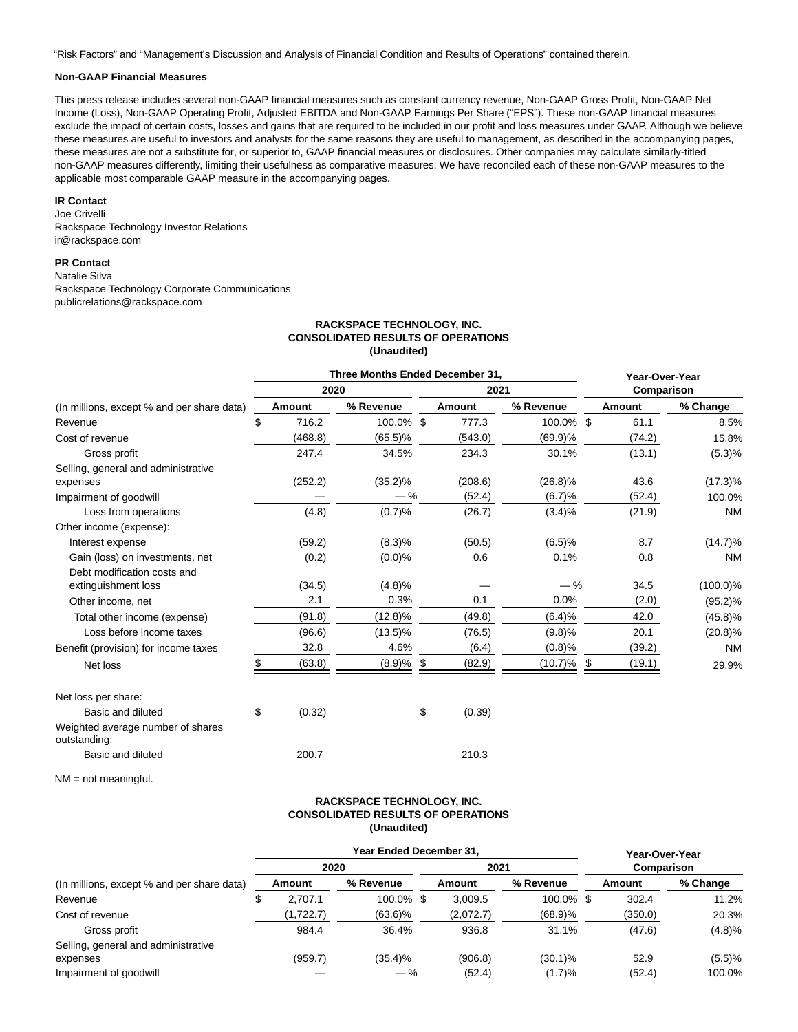"Risk Factors" and "Management's Discussion and Analysis of Financial Condition and Results of Operations" contained therein.

**Non-GAAP Financial Measures**

This press release includes several non-GAAP financial measures such as constant currency revenue, Non-GAAP Gross Profit, Non-GAAP Net Income (Loss), Non-GAAP Operating Profit, Adjusted EBITDA and Non-GAAP Earnings Per Share ("EPS"). These non-GAAP financial measures exclude the impact of certain costs, losses and gains that are required to be included in our profit and loss measures under GAAP. Although we believe these measures are useful to investors and analysts for the same reasons they are useful to management, as described in the accompanying pages, these measures are not a substitute for, or superior to, GAAP financial measures or disclosures. Other companies may calculate similarly-titled non-GAAP measures differently, limiting their usefulness as comparative measures. We have reconciled each of these non-GAAP measures to the applicable most comparable GAAP measure in the accompanying pages.

**IR Contact**
Joe Crivelli
Rackspace Technology Investor Relations
ir@rackspace.com

**PR Contact**
Natalie Silva
Rackspace Technology Corporate Communications
publicrelations@rackspace.com

**RACKSPACE TECHNOLOGY, INC.**
**CONSOLIDATED RESULTS OF OPERATIONS**
**(Unaudited)**

| | Three Months Ended December 31, | | | | Year-Over-Year Comparison | |
|---|---|---|---|---|---|---|
| | 2020 | | 2021 | | | |
| (In millions, except % and per share data) | Amount | % Revenue | Amount | % Revenue | Amount | % Change |
| Revenue | $ 716.2 | 100.0 % | $ 777.3 | 100.0 % | $ 61.1 | 8.5% |
| Cost of revenue | (468.8) | (65.5)% | (543.0) | (69.9)% | (74.2) | 15.8% |
| Gross profit | 247.4 | 34.5% | 234.3 | 30.1% | (13.1) | (5.3)% |
| Selling, general and administrative expenses | (252.2) | (35.2)% | (208.6) | (26.8)% | 43.6 | (17.3)% |
| Impairment of goodwill | — | — % | (52.4) | (6.7)% | (52.4) | 100.0% |
| Loss from operations | (4.8) | (0.7)% | (26.7) | (3.4)% | (21.9) | NM |
| Other income (expense): | | | | | | |
| Interest expense | (59.2) | (8.3)% | (50.5) | (6.5)% | 8.7 | (14.7)% |
| Gain (loss) on investments, net | (0.2) | (0.0)% | 0.6 | 0.1% | 0.8 | NM |
| Debt modification costs and extinguishment loss | (34.5) | (4.8)% | — | — % | 34.5 | (100.0)% |
| Other income, net | 2.1 | 0.3% | 0.1 | 0.0% | (2.0) | (95.2)% |
| Total other income (expense) | (91.8) | (12.8)% | (49.8) | (6.4)% | 42.0 | (45.8)% |
| Loss before income taxes | (96.6) | (13.5)% | (76.5) | (9.8)% | 20.1 | (20.8)% |
| Benefit (provision) for income taxes | 32.8 | 4.6% | (6.4) | (0.8)% | (39.2) | NM |
| Net loss | $ (63.8) | (8.9)% | $ (82.9) | (10.7)% | $ (19.1) | 29.9% |
| | | | | | | |
| Net loss per share: | | | | | | |
| Basic and diluted | $ (0.32) | | $ (0.39) | | | |
| Weighted average number of shares outstanding: | | | | | | |
| Basic and diluted | 200.7 | | 210.3 | | | |

NM = not meaningful.

**RACKSPACE TECHNOLOGY, INC.**
**CONSOLIDATED RESULTS OF OPERATIONS**
**(Unaudited)**

| | Year Ended December 31, | | | | Year-Over-Year Comparison | |
|---|---|---|---|---|---|---|
| | 2020 | | 2021 | | | |
| (In millions, except % and per share data) | Amount | % Revenue | Amount | % Revenue | Amount | % Change |
| Revenue | $ 2,707.1 | 100.0 % | $ 3,009.5 | 100.0 % | $ 302.4 | 11.2% |
| Cost of revenue | (1,722.7) | (63.6)% | (2,072.7) | (68.9)% | (350.0) | 20.3% |
| Gross profit | 984.4 | 36.4% | 936.8 | 31.1% | (47.6) | (4.8)% |
| Selling, general and administrative expenses | (959.7) | (35.4)% | (906.8) | (30.1)% | 52.9 | (5.5)% |
| Impairment of goodwill | — | — % | (52.4) | (1.7)% | (52.4) | 100.0% |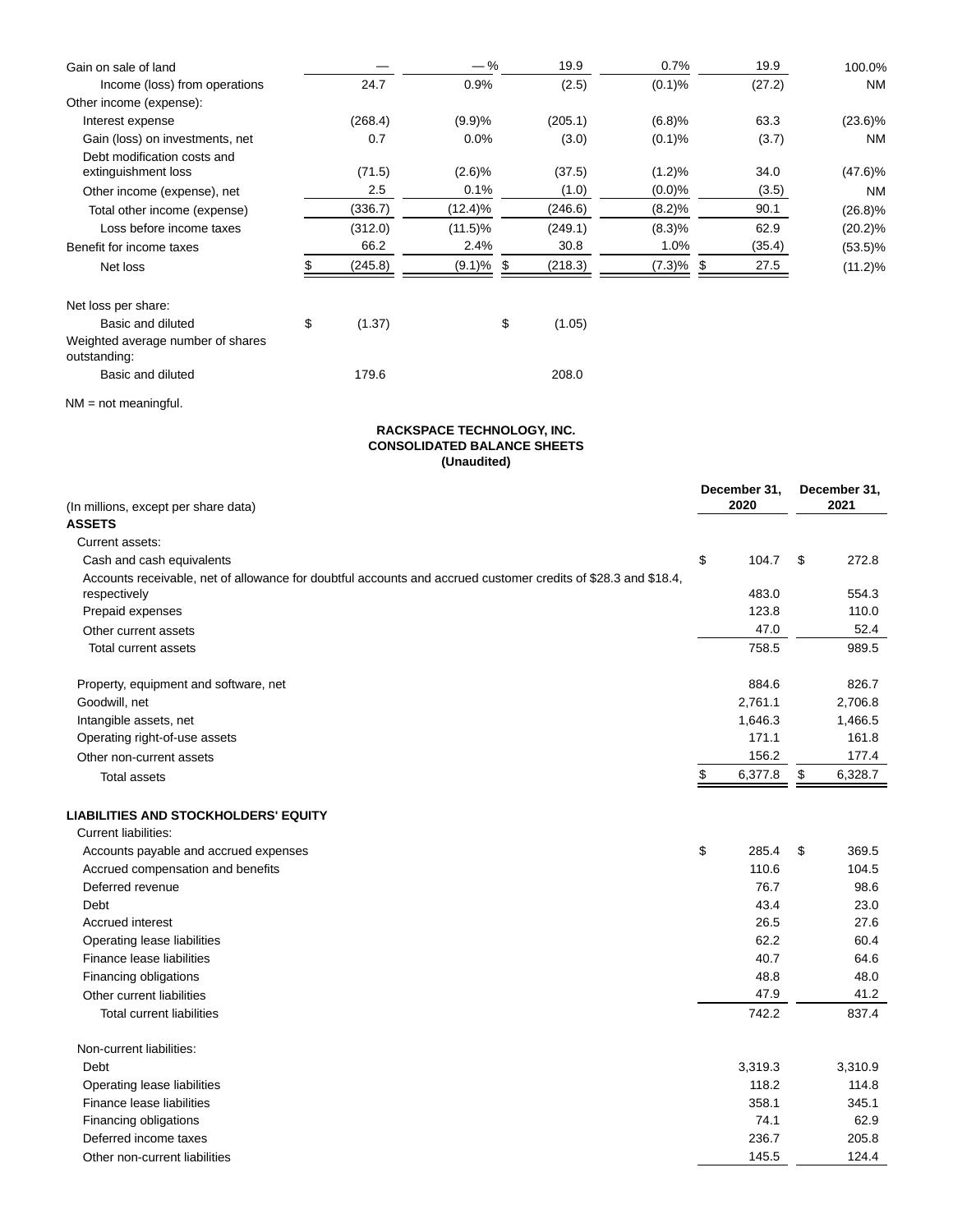| | | | | | | |
|---|---|---|---|---|---|---|
| Gain on sale of land | — | — % | 19.9 | 0.7% | 19.9 | 100.0% |
| Income (loss) from operations | 24.7 | 0.9% | (2.5) | (0.1)% | (27.2) | NM |
| Other income (expense): | | | | | | |
| Interest expense | (268.4) | (9.9)% | (205.1) | (6.8)% | 63.3 | (23.6)% |
| Gain (loss) on investments, net | 0.7 | 0.0% | (3.0) | (0.1)% | (3.7) | NM |
| Debt modification costs and extinguishment loss | (71.5) | (2.6)% | (37.5) | (1.2)% | 34.0 | (47.6)% |
| Other income (expense), net | 2.5 | 0.1% | (1.0) | (0.0)% | (3.5) | NM |
| Total other income (expense) | (336.7) | (12.4)% | (246.6) | (8.2)% | 90.1 | (26.8)% |
| Loss before income taxes | (312.0) | (11.5)% | (249.1) | (8.3)% | 62.9 | (20.2)% |
| Benefit for income taxes | 66.2 | 2.4% | 30.8 | 1.0% | (35.4) | (53.5)% |
| Net loss | $ (245.8) | (9.1)% | $ (218.3) | (7.3)% | $ 27.5 | (11.2)% |
| | | | | | | |
| Net loss per share: | | | | | | |
| Basic and diluted | $ (1.37) | | $ (1.05) | | | |
| Weighted average number of shares outstanding: | | | | | | |
| Basic and diluted | 179.6 | | 208.0 | | | |

NM = not meaningful.

**RACKSPACE TECHNOLOGY, INC.**
**CONSOLIDATED BALANCE SHEETS**
**(Unaudited)**

| (In millions, except per share data) | December 31, 2020 | December 31, 2021 |
|---|---|---|
| **ASSETS** | | |
| Current assets: | | |
| Cash and cash equivalents | $ 104.7 | $ 272.8 |
| Accounts receivable, net of allowance for doubtful accounts and accrued customer credits of $28.3 and $18.4, respectively | 483.0 | 554.3 |
| Prepaid expenses | 123.8 | 110.0 |
| Other current assets | 47.0 | 52.4 |
| Total current assets | 758.5 | 989.5 |
| | | |
| Property, equipment and software, net | 884.6 | 826.7 |
| Goodwill, net | 2,761.1 | 2,706.8 |
| Intangible assets, net | 1,646.3 | 1,466.5 |
| Operating right-of-use assets | 171.1 | 161.8 |
| Other non-current assets | 156.2 | 177.4 |
| Total assets | $ 6,377.8 | $ 6,328.7 |
| | | |
| **LIABILITIES AND STOCKHOLDERS' EQUITY** | | |
| Current liabilities: | | |
| Accounts payable and accrued expenses | $ 285.4 | $ 369.5 |
| Accrued compensation and benefits | 110.6 | 104.5 |
| Deferred revenue | 76.7 | 98.6 |
| Debt | 43.4 | 23.0 |
| Accrued interest | 26.5 | 27.6 |
| Operating lease liabilities | 62.2 | 60.4 |
| Finance lease liabilities | 40.7 | 64.6 |
| Financing obligations | 48.8 | 48.0 |
| Other current liabilities | 47.9 | 41.2 |
| Total current liabilities | 742.2 | 837.4 |
| | | |
| Non-current liabilities: | | |
| Debt | 3,319.3 | 3,310.9 |
| Operating lease liabilities | 118.2 | 114.8 |
| Finance lease liabilities | 358.1 | 345.1 |
| Financing obligations | 74.1 | 62.9 |
| Deferred income taxes | 236.7 | 205.8 |
| Other non-current liabilities | 145.5 | 124.4 |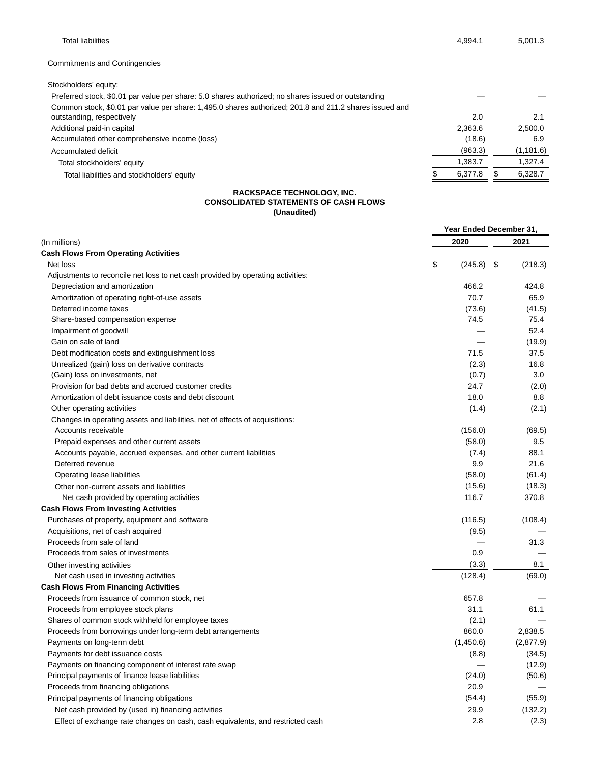| | | |
|---|---|---|
| Total liabilities | 4,994.1 | 5,001.3 |
| Commitments and Contingencies | | |
| Stockholders' equity: | | |
| Preferred stock, $0.01 par value per share: 5.0 shares authorized; no shares issued or outstanding | — | — |
| Common stock, $0.01 par value per share: 1,495.0 shares authorized; 201.8 and 211.2 shares issued and outstanding, respectively | 2.0 | 2.1 |
| Additional paid-in capital | 2,363.6 | 2,500.0 |
| Accumulated other comprehensive income (loss) | (18.6) | 6.9 |
| Accumulated deficit | (963.3) | (1,181.6) |
| Total stockholders' equity | 1,383.7 | 1,327.4 |
| Total liabilities and stockholders' equity | $ 6,377.8 | $ 6,328.7 |

**RACKSPACE TECHNOLOGY, INC.**
**CONSOLIDATED STATEMENTS OF CASH FLOWS**
**(Unaudited)**

| | Year Ended December 31, | |
|---|---|---|
| (In millions) | 2020 | 2021 |
| **Cash Flows From Operating Activities** | | |
| Net loss | $ (245.8) | $ (218.3) |
| Adjustments to reconcile net loss to net cash provided by operating activities: | | |
| Depreciation and amortization | 466.2 | 424.8 |
| Amortization of operating right-of-use assets | 70.7 | 65.9 |
| Deferred income taxes | (73.6) | (41.5) |
| Share-based compensation expense | 74.5 | 75.4 |
| Impairment of goodwill | — | 52.4 |
| Gain on sale of land | — | (19.9) |
| Debt modification costs and extinguishment loss | 71.5 | 37.5 |
| Unrealized (gain) loss on derivative contracts | (2.3) | 16.8 |
| (Gain) loss on investments, net | (0.7) | 3.0 |
| Provision for bad debts and accrued customer credits | 24.7 | (2.0) |
| Amortization of debt issuance costs and debt discount | 18.0 | 8.8 |
| Other operating activities | (1.4) | (2.1) |
| Changes in operating assets and liabilities, net of effects of acquisitions: | | |
| Accounts receivable | (156.0) | (69.5) |
| Prepaid expenses and other current assets | (58.0) | 9.5 |
| Accounts payable, accrued expenses, and other current liabilities | (7.4) | 88.1 |
| Deferred revenue | 9.9 | 21.6 |
| Operating lease liabilities | (58.0) | (61.4) |
| Other non-current assets and liabilities | (15.6) | (18.3) |
| Net cash provided by operating activities | 116.7 | 370.8 |
| **Cash Flows From Investing Activities** | | |
| Purchases of property, equipment and software | (116.5) | (108.4) |
| Acquisitions, net of cash acquired | (9.5) | — |
| Proceeds from sale of land | — | 31.3 |
| Proceeds from sales of investments | 0.9 | — |
| Other investing activities | (3.3) | 8.1 |
| Net cash used in investing activities | (128.4) | (69.0) |
| **Cash Flows From Financing Activities** | | |
| Proceeds from issuance of common stock, net | 657.8 | — |
| Proceeds from employee stock plans | 31.1 | 61.1 |
| Shares of common stock withheld for employee taxes | (2.1) | — |
| Proceeds from borrowings under long-term debt arrangements | 860.0 | 2,838.5 |
| Payments on long-term debt | (1,450.6) | (2,877.9) |
| Payments for debt issuance costs | (8.8) | (34.5) |
| Payments on financing component of interest rate swap | — | (12.9) |
| Principal payments of finance lease liabilities | (24.0) | (50.6) |
| Proceeds from financing obligations | 20.9 | — |
| Principal payments of financing obligations | (54.4) | (55.9) |
| Net cash provided by (used in) financing activities | 29.9 | (132.2) |
| Effect of exchange rate changes on cash, cash equivalents, and restricted cash | 2.8 | (2.3) |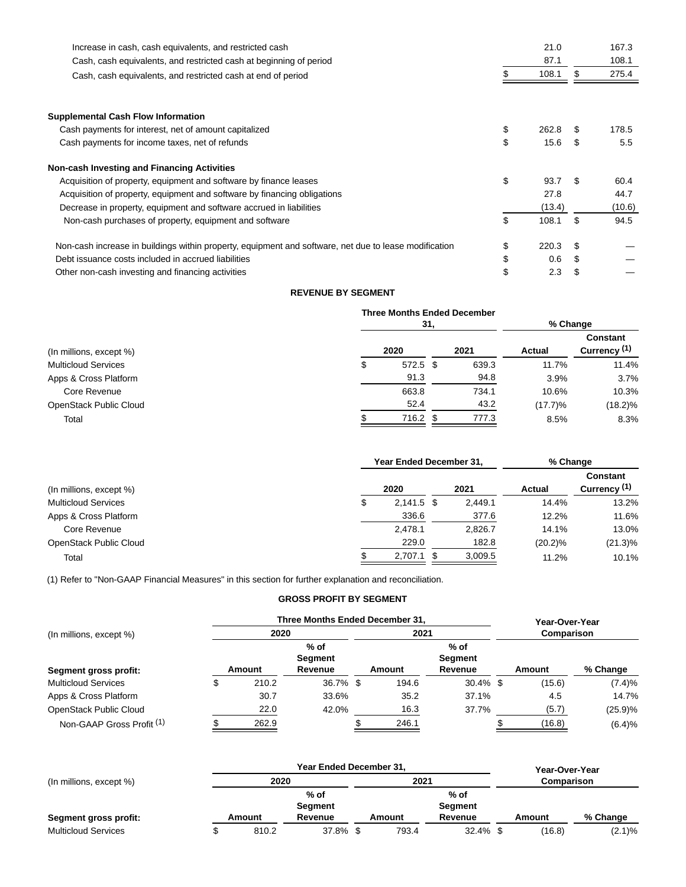| | | |
|---|---|---|
| Increase in cash, cash equivalents, and restricted cash | 21.0 | 167.3 |
| Cash, cash equivalents, and restricted cash at beginning of period | 87.1 | 108.1 |
| Cash, cash equivalents, and restricted cash at end of period | $ 108.1 | $ 275.4 |
| | | |
| **Supplemental Cash Flow Information** | | |
| Cash payments for interest, net of amount capitalized | $ 262.8 | $ 178.5 |
| Cash payments for income taxes, net of refunds | $ 15.6 | $ 5.5 |
| | | |
| **Non-cash Investing and Financing Activities** | | |
| Acquisition of property, equipment and software by finance leases | $ 93.7 | $ 60.4 |
| Acquisition of property, equipment and software by financing obligations | 27.8 | 44.7 |
| Decrease in property, equipment and software accrued in liabilities | (13.4) | (10.6) |
| Non-cash purchases of property, equipment and software | $ 108.1 | $ 94.5 |
| | | |
| Non-cash increase in buildings within property, equipment and software, net due to lease modification | $ 220.3 | $ — |
| Debt issuance costs included in accrued liabilities | $ 0.6 | $ — |
| Other non-cash investing and financing activities | $ 2.3 | $ — |

**REVENUE BY SEGMENT**

| | Three Months Ended December 31, | | % Change | |
|---|---|---|---|---|
| (In millions, except %) | 2020 | 2021 | Actual | Constant Currency [(1)] |
| Multicloud Services | $ 572.5 | $ 639.3 | 11.7% | 11.4% |
| Apps & Cross Platform | 91.3 | 94.8 | 3.9% | 3.7% |
| Core Revenue | 663.8 | 734.1 | 10.6% | 10.3% |
| OpenStack Public Cloud | 52.4 | 43.2 | (17.7)% | (18.2)% |
| Total | $ 716.2 | $ 777.3 | 8.5% | 8.3% |

| | Year Ended December 31, | | % Change | |
|---|---|---|---|---|
| (In millions, except %) | 2020 | 2021 | Actual | Constant Currency [(1)] |
| Multicloud Services | $ 2,141.5 | $ 2,449.1 | 14.4% | 13.2% |
| Apps & Cross Platform | 336.6 | 377.6 | 12.2% | 11.6% |
| Core Revenue | 2,478.1 | 2,826.7 | 14.1% | 13.0% |
| OpenStack Public Cloud | 229.0 | 182.8 | (20.2)% | (21.3)% |
| Total | $ 2,707.1 | $ 3,009.5 | 11.2% | 10.1% |

(1) Refer to "Non-GAAP Financial Measures" in this section for further explanation and reconciliation.

**GROSS PROFIT BY SEGMENT**

| | Three Months Ended December 31, | | | | Year-Over-Year Comparison | |
|---|---|---|---|---|---|---|
| (In millions, except %) | 2020 | | 2021 | | | |
| **Segment gross profit:** | Amount | % of Segment Revenue | Amount | % of Segment Revenue | Amount | % Change |
| Multicloud Services | $ 210.2 | 36.7% | $ 194.6 | 30.4% | $ (15.6) | (7.4)% |
| Apps & Cross Platform | 30.7 | 33.6% | 35.2 | 37.1% | 4.5 | 14.7% |
| OpenStack Public Cloud | 22.0 | 42.0% | 16.3 | 37.7% | (5.7) | (25.9)% |
| Non-GAAP Gross Profit [(1)] | $ 262.9 | | $ 246.1 | | $ (16.8) | (6.4)% |

| | Year Ended December 31, | | | | Year-Over-Year Comparison | |
|---|---|---|---|---|---|---|
| (In millions, except %) | 2020 | | 2021 | | | |
| **Segment gross profit:** | Amount | % of Segment Revenue | Amount | % of Segment Revenue | Amount | % Change |
| Multicloud Services | $ 810.2 | 37.8% | $ 793.4 | 32.4% | $ (16.8) | (2.1)% |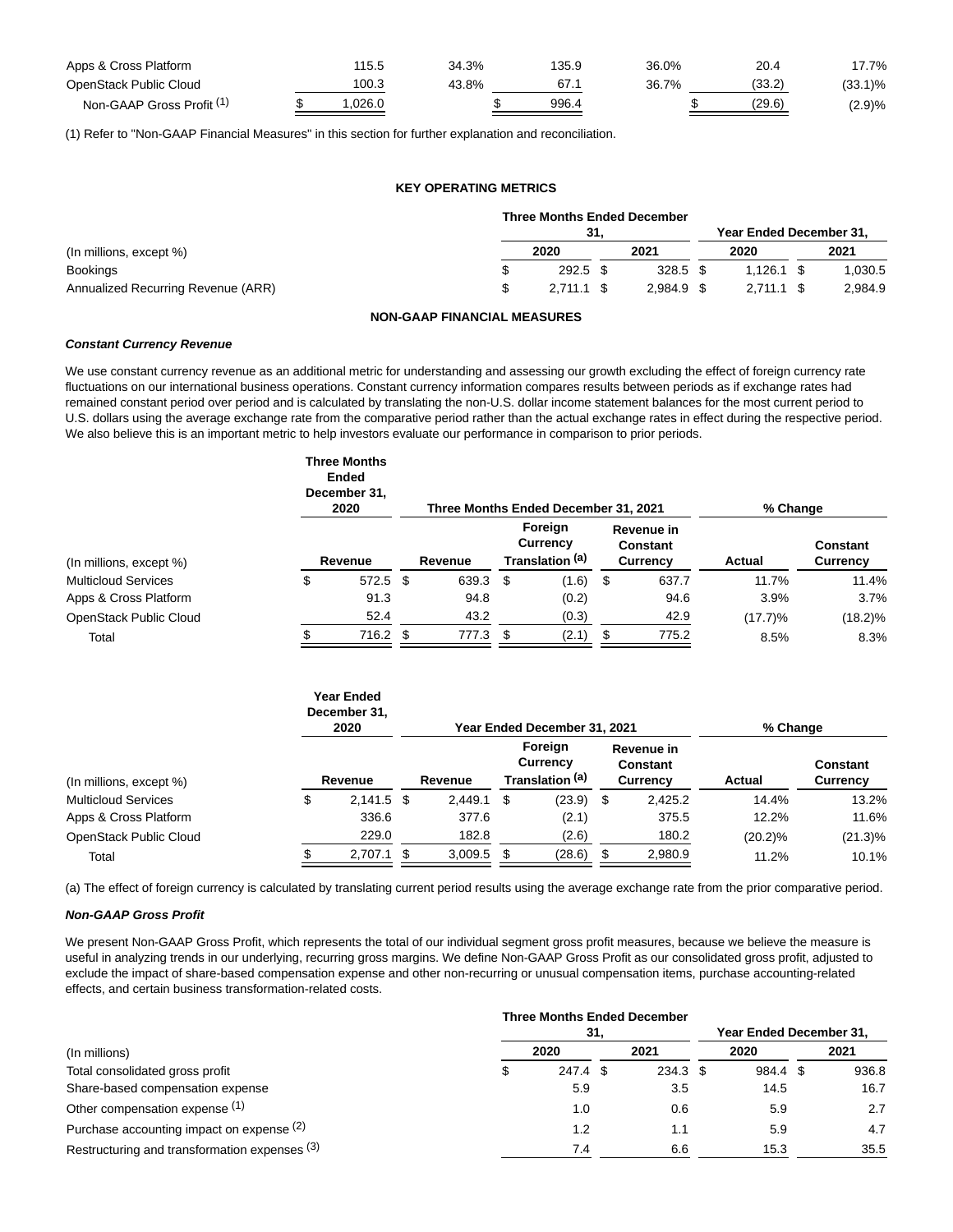| | | | | | | |
|---|---|---|---|---|---|---|
| Apps & Cross Platform | 115.5 | 34.3% | 135.9 | 36.0% | 20.4 | 17.7% |
| OpenStack Public Cloud | 100.3 | 43.8% | 67.1 | 36.7% | (33.2) | (33.1)% |
| Non-GAAP Gross Profit (1) | $ 1,026.0 | | $ 996.4 | | $ (29.6) | (2.9)% |

(1) Refer to "Non-GAAP Financial Measures" in this section for further explanation and reconciliation.

**KEY OPERATING METRICS**

| | Three Months Ended December 31, | | Year Ended December 31, | |
|---|---|---|---|---|
| (In millions, except %) | 2020 | 2021 | 2020 | 2021 |
| Bookings | $ 292.5 | $ 328.5 | $ 1,126.1 | $ 1,030.5 |
| Annualized Recurring Revenue (ARR) | $ 2,711.1 | $ 2,984.9 | $ 2,711.1 | $ 2,984.9 |

**NON-GAAP FINANCIAL MEASURES**

***Constant Currency Revenue***

We use constant currency revenue as an additional metric for understanding and assessing our growth excluding the effect of foreign currency rate fluctuations on our international business operations. Constant currency information compares results between periods as if exchange rates had remained constant period over period and is calculated by translating the non-U.S. dollar income statement balances for the most current period to U.S. dollars using the average exchange rate from the comparative period rather than the actual exchange rates in effect during the respective period. We also believe this is an important metric to help investors evaluate our performance in comparison to prior periods.

| | Three Months Ended December 31, 2020 | Three Months Ended December 31, 2021 | | | % Change | |
|---|---|---|---|---|---|---|
| (In millions, except %) | Revenue | Revenue | Foreign Currency Translation (a) | Revenue in Constant Currency | Actual | Constant Currency |
| Multicloud Services | $ 572.5 | $ 639.3 | $ (1.6) | $ 637.7 | 11.7% | 11.4% |
| Apps & Cross Platform | 91.3 | 94.8 | (0.2) | 94.6 | 3.9% | 3.7% |
| OpenStack Public Cloud | 52.4 | 43.2 | (0.3) | 42.9 | (17.7)% | (18.2)% |
| Total | $ 716.2 | $ 777.3 | $ (2.1) | $ 775.2 | 8.5% | 8.3% |

| | Year Ended December 31, 2020 | Year Ended December 31, 2021 | | | % Change | |
|---|---|---|---|---|---|---|
| (In millions, except %) | Revenue | Revenue | Foreign Currency Translation (a) | Revenue in Constant Currency | Actual | Constant Currency |
| Multicloud Services | $ 2,141.5 | $ 2,449.1 | $ (23.9) | $ 2,425.2 | 14.4% | 13.2% |
| Apps & Cross Platform | 336.6 | 377.6 | (2.1) | 375.5 | 12.2% | 11.6% |
| OpenStack Public Cloud | 229.0 | 182.8 | (2.6) | 180.2 | (20.2)% | (21.3)% |
| Total | $ 2,707.1 | $ 3,009.5 | $ (28.6) | $ 2,980.9 | 11.2% | 10.1% |

(a) The effect of foreign currency is calculated by translating current period results using the average exchange rate from the prior comparative period.

***Non-GAAP Gross Profit***

We present Non-GAAP Gross Profit, which represents the total of our individual segment gross profit measures, because we believe the measure is useful in analyzing trends in our underlying, recurring gross margins. We define Non-GAAP Gross Profit as our consolidated gross profit, adjusted to exclude the impact of share-based compensation expense and other non-recurring or unusual compensation items, purchase accounting-related effects, and certain business transformation-related costs.

| | Three Months Ended December 31, | | Year Ended December 31, | |
|---|---|---|---|---|
| (In millions) | 2020 | 2021 | 2020 | 2021 |
| Total consolidated gross profit | $ 247.4 | $ 234.3 | $ 984.4 | $ 936.8 |
| Share-based compensation expense | 5.9 | 3.5 | 14.5 | 16.7 |
| Other compensation expense (1) | 1.0 | 0.6 | 5.9 | 2.7 |
| Purchase accounting impact on expense (2) | 1.2 | 1.1 | 5.9 | 4.7 |
| Restructuring and transformation expenses (3) | 7.4 | 6.6 | 15.3 | 35.5 |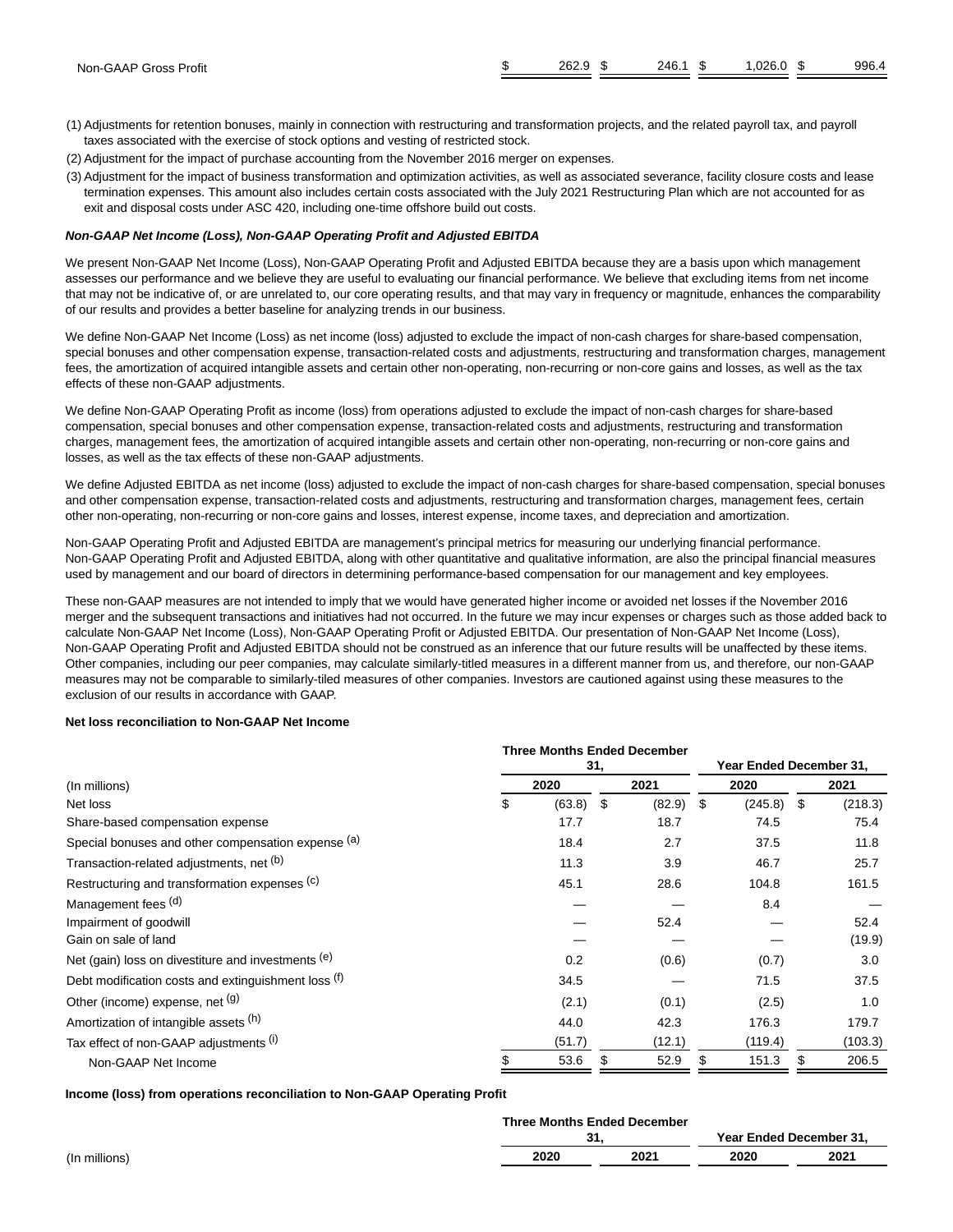| | | | | |
|---|---|---|---|---|
| Non-GAAP Gross Profit | $ 262.9 | $ 246.1 | $ 1,026.0 | $ 996.4 |

(1) Adjustments for retention bonuses, mainly in connection with restructuring and transformation projects, and the related payroll tax, and payroll taxes associated with the exercise of stock options and vesting of restricted stock.

(2) Adjustment for the impact of purchase accounting from the November 2016 merger on expenses.

(3) Adjustment for the impact of business transformation and optimization activities, as well as associated severance, facility closure costs and lease termination expenses. This amount also includes certain costs associated with the July 2021 Restructuring Plan which are not accounted for as exit and disposal costs under ASC 420, including one-time offshore build out costs.

***Non-GAAP Net Income (Loss), Non-GAAP Operating Profit and Adjusted EBITDA***

We present Non-GAAP Net Income (Loss), Non-GAAP Operating Profit and Adjusted EBITDA because they are a basis upon which management assesses our performance and we believe they are useful to evaluating our financial performance. We believe that excluding items from net income that may not be indicative of, or are unrelated to, our core operating results, and that may vary in frequency or magnitude, enhances the comparability of our results and provides a better baseline for analyzing trends in our business.

We define Non-GAAP Net Income (Loss) as net income (loss) adjusted to exclude the impact of non-cash charges for share-based compensation, special bonuses and other compensation expense, transaction-related costs and adjustments, restructuring and transformation charges, management fees, the amortization of acquired intangible assets and certain other non-operating, non-recurring or non-core gains and losses, as well as the tax effects of these non-GAAP adjustments.

We define Non-GAAP Operating Profit as income (loss) from operations adjusted to exclude the impact of non-cash charges for share-based compensation, special bonuses and other compensation expense, transaction-related costs and adjustments, restructuring and transformation charges, management fees, the amortization of acquired intangible assets and certain other non-operating, non-recurring or non-core gains and losses, as well as the tax effects of these non-GAAP adjustments.

We define Adjusted EBITDA as net income (loss) adjusted to exclude the impact of non-cash charges for share-based compensation, special bonuses and other compensation expense, transaction-related costs and adjustments, restructuring and transformation charges, management fees, certain other non-operating, non-recurring or non-core gains and losses, interest expense, income taxes, and depreciation and amortization.

Non-GAAP Operating Profit and Adjusted EBITDA are management's principal metrics for measuring our underlying financial performance. Non-GAAP Operating Profit and Adjusted EBITDA, along with other quantitative and qualitative information, are also the principal financial measures used by management and our board of directors in determining performance-based compensation for our management and key employees.

These non-GAAP measures are not intended to imply that we would have generated higher income or avoided net losses if the November 2016 merger and the subsequent transactions and initiatives had not occurred. In the future we may incur expenses or charges such as those added back to calculate Non-GAAP Net Income (Loss), Non-GAAP Operating Profit or Adjusted EBITDA. Our presentation of Non-GAAP Net Income (Loss), Non-GAAP Operating Profit and Adjusted EBITDA should not be construed as an inference that our future results will be unaffected by these items. Other companies, including our peer companies, may calculate similarly-titled measures in a different manner from us, and therefore, our non-GAAP measures may not be comparable to similarly-tiled measures of other companies. Investors are cautioned against using these measures to the exclusion of our results in accordance with GAAP.

**Net loss reconciliation to Non-GAAP Net Income**

| | Three Months Ended December 31, | | Year Ended December 31, | |
|---|---|---|---|---|
| (In millions) | 2020 | 2021 | 2020 | 2021 |
| Net loss | $ (63.8) | $ (82.9) | $ (245.8) | $ (218.3) |
| Share-based compensation expense | 17.7 | 18.7 | 74.5 | 75.4 |
| Special bonuses and other compensation expense [(a)] | 18.4 | 2.7 | 37.5 | 11.8 |
| Transaction-related adjustments, net [(b)] | 11.3 | 3.9 | 46.7 | 25.7 |
| Restructuring and transformation expenses [(c)] | 45.1 | 28.6 | 104.8 | 161.5 |
| Management fees [(d)] | — | — | 8.4 | — |
| Impairment of goodwill | — | 52.4 | — | 52.4 |
| Gain on sale of land | — | — | — | (19.9) |
| Net (gain) loss on divestiture and investments [(e)] | 0.2 | (0.6) | (0.7) | 3.0 |
| Debt modification costs and extinguishment loss [(f)] | 34.5 | — | 71.5 | 37.5 |
| Other (income) expense, net [(g)] | (2.1) | (0.1) | (2.5) | 1.0 |
| Amortization of intangible assets [(h)] | 44.0 | 42.3 | 176.3 | 179.7 |
| Tax effect of non-GAAP adjustments [(i)] | (51.7) | (12.1) | (119.4) | (103.3) |
| Non-GAAP Net Income | $ 53.6 | $ 52.9 | $ 151.3 | $ 206.5 |

**Income (loss) from operations reconciliation to Non-GAAP Operating Profit**

| | Three Months Ended December 31, | | Year Ended December 31, | |
|---|---|---|---|---|
| (In millions) | 2020 | 2021 | 2020 | 2021 |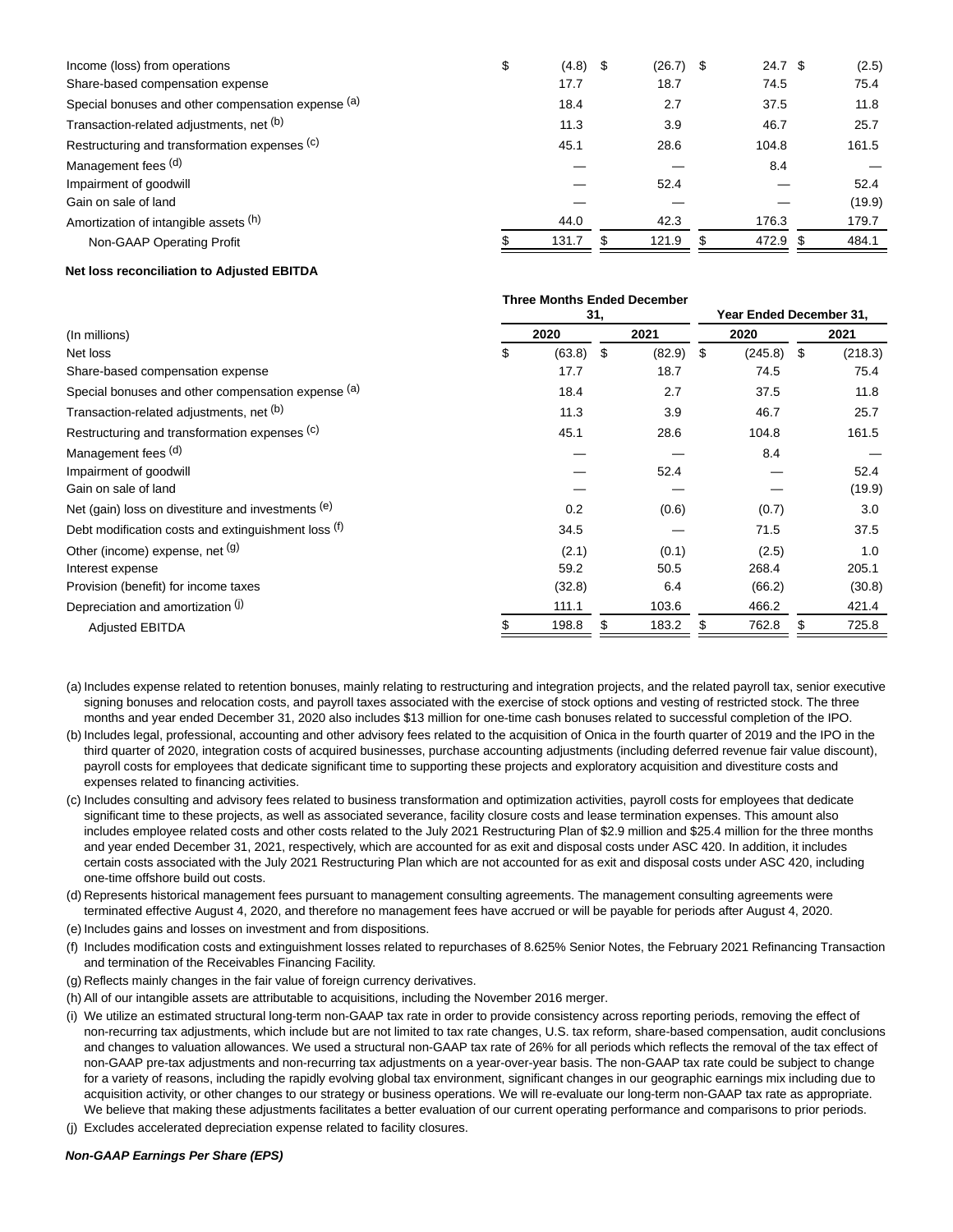| | | | | |
|---|---|---|---|---|
| Income (loss) from operations | $ (4.8) | $ (26.7) | $ 24.7 | $ (2.5) |
| Share-based compensation expense | 17.7 | 18.7 | 74.5 | 75.4 |
| Special bonuses and other compensation expense [(a)] | 18.4 | 2.7 | 37.5 | 11.8 |
| Transaction-related adjustments, net [(b)] | 11.3 | 3.9 | 46.7 | 25.7 |
| Restructuring and transformation expenses [(c)] | 45.1 | 28.6 | 104.8 | 161.5 |
| Management fees [(d)] | — | — | 8.4 | — |
| Impairment of goodwill | — | 52.4 | — | 52.4 |
| Gain on sale of land | — | — | — | (19.9) |
| Amortization of intangible assets [(h)] | 44.0 | 42.3 | 176.3 | 179.7 |
| Non-GAAP Operating Profit | $ 131.7 | $ 121.9 | $ 472.9 | $ 484.1 |

**Net loss reconciliation to Adjusted EBITDA**

| | Three Months Ended December 31, | | Year Ended December 31, | |
|---|---|---|---|---|
| (In millions) | 2020 | 2021 | 2020 | 2021 |
| Net loss | $ (63.8) | $ (82.9) | $ (245.8) | $ (218.3) |
| Share-based compensation expense | 17.7 | 18.7 | 74.5 | 75.4 |
| Special bonuses and other compensation expense [(a)] | 18.4 | 2.7 | 37.5 | 11.8 |
| Transaction-related adjustments, net [(b)] | 11.3 | 3.9 | 46.7 | 25.7 |
| Restructuring and transformation expenses [(c)] | 45.1 | 28.6 | 104.8 | 161.5 |
| Management fees [(d)] | — | — | 8.4 | — |
| Impairment of goodwill | — | 52.4 | — | 52.4 |
| Gain on sale of land | — | — | — | (19.9) |
| Net (gain) loss on divestiture and investments [(e)] | 0.2 | (0.6) | (0.7) | 3.0 |
| Debt modification costs and extinguishment loss [(f)] | 34.5 | — | 71.5 | 37.5 |
| Other (income) expense, net [(g)] | (2.1) | (0.1) | (2.5) | 1.0 |
| Interest expense | 59.2 | 50.5 | 268.4 | 205.1 |
| Provision (benefit) for income taxes | (32.8) | 6.4 | (66.2) | (30.8) |
| Depreciation and amortization [(j)] | 111.1 | 103.6 | 466.2 | 421.4 |
| Adjusted EBITDA | $ 198.8 | $ 183.2 | $ 762.8 | $ 725.8 |

(a) Includes expense related to retention bonuses, mainly relating to restructuring and integration projects, and the related payroll tax, senior executive signing bonuses and relocation costs, and payroll taxes associated with the exercise of stock options and vesting of restricted stock. The three months and year ended December 31, 2020 also includes $13 million for one-time cash bonuses related to successful completion of the IPO.

(b) Includes legal, professional, accounting and other advisory fees related to the acquisition of Onica in the fourth quarter of 2019 and the IPO in the third quarter of 2020, integration costs of acquired businesses, purchase accounting adjustments (including deferred revenue fair value discount), payroll costs for employees that dedicate significant time to supporting these projects and exploratory acquisition and divestiture costs and expenses related to financing activities.

(c) Includes consulting and advisory fees related to business transformation and optimization activities, payroll costs for employees that dedicate significant time to these projects, as well as associated severance, facility closure costs and lease termination expenses. This amount also includes employee related costs and other costs related to the July 2021 Restructuring Plan of $2.9 million and $25.4 million for the three months and year ended December 31, 2021, respectively, which are accounted for as exit and disposal costs under ASC 420. In addition, it includes certain costs associated with the July 2021 Restructuring Plan which are not accounted for as exit and disposal costs under ASC 420, including one-time offshore build out costs.

(d) Represents historical management fees pursuant to management consulting agreements. The management consulting agreements were terminated effective August 4, 2020, and therefore no management fees have accrued or will be payable for periods after August 4, 2020.

(e) Includes gains and losses on investment and from dispositions.

(f) Includes modification costs and extinguishment losses related to repurchases of 8.625% Senior Notes, the February 2021 Refinancing Transaction and termination of the Receivables Financing Facility.

(g) Reflects mainly changes in the fair value of foreign currency derivatives.

(h) All of our intangible assets are attributable to acquisitions, including the November 2016 merger.

(i) We utilize an estimated structural long-term non-GAAP tax rate in order to provide consistency across reporting periods, removing the effect of non-recurring tax adjustments, which include but are not limited to tax rate changes, U.S. tax reform, share-based compensation, audit conclusions and changes to valuation allowances. We used a structural non-GAAP tax rate of 26% for all periods which reflects the removal of the tax effect of non-GAAP pre-tax adjustments and non-recurring tax adjustments on a year-over-year basis. The non-GAAP tax rate could be subject to change for a variety of reasons, including the rapidly evolving global tax environment, significant changes in our geographic earnings mix including due to acquisition activity, or other changes to our strategy or business operations. We will re-evaluate our long-term non-GAAP tax rate as appropriate. We believe that making these adjustments facilitates a better evaluation of our current operating performance and comparisons to prior periods.

(j) Excludes accelerated depreciation expense related to facility closures.

***Non-GAAP Earnings Per Share (EPS)***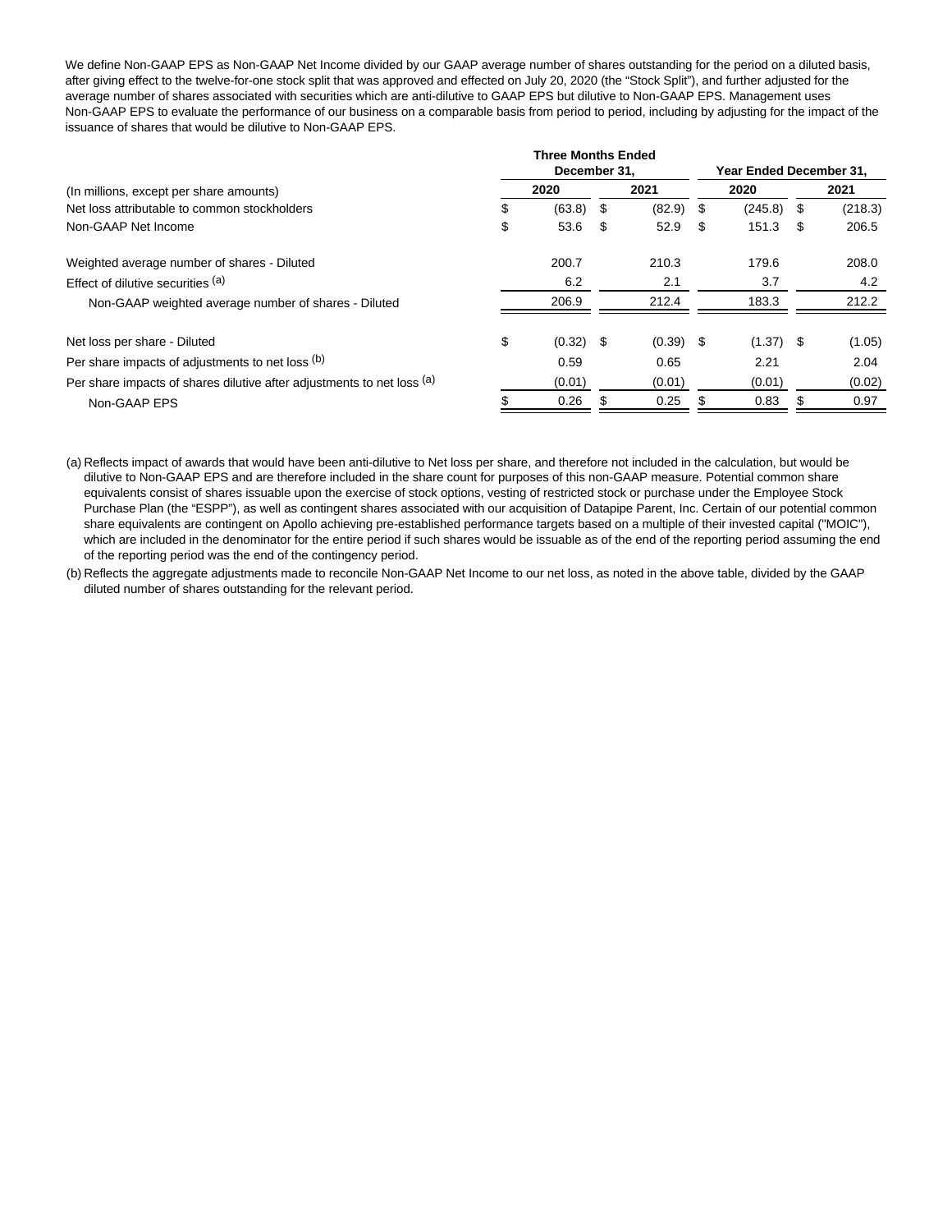We define Non-GAAP EPS as Non-GAAP Net Income divided by our GAAP average number of shares outstanding for the period on a diluted basis, after giving effect to the twelve-for-one stock split that was approved and effected on July 20, 2020 (the "Stock Split"), and further adjusted for the average number of shares associated with securities which are anti-dilutive to GAAP EPS but dilutive to Non-GAAP EPS. Management uses Non-GAAP EPS to evaluate the performance of our business on a comparable basis from period to period, including by adjusting for the impact of the issuance of shares that would be dilutive to Non-GAAP EPS.

| | Three Months Ended December 31, | | Year Ended December 31, | |
|---|---|---|---|---|
| (In millions, except per share amounts) | 2020 | 2021 | 2020 | 2021 |
| Net loss attributable to common stockholders | $ (63.8) | $ (82.9) | $ (245.8) | $ (218.3) |
| Non-GAAP Net Income | $ 53.6 | $ 52.9 | $ 151.3 | $ 206.5 |
| Weighted average number of shares - Diluted | 200.7 | 210.3 | 179.6 | 208.0 |
| Effect of dilutive securities [(a)] | 6.2 | 2.1 | 3.7 | 4.2 |
| Non-GAAP weighted average number of shares - Diluted | 206.9 | 212.4 | 183.3 | 212.2 |
| Net loss per share - Diluted | $ (0.32) | $ (0.39) | $ (1.37) | $ (1.05) |
| Per share impacts of adjustments to net loss [(b)] | 0.59 | 0.65 | 2.21 | 2.04 |
| Per share impacts of shares dilutive after adjustments to net loss [(a)] | (0.01) | (0.01) | (0.01) | (0.02) |
| Non-GAAP EPS | $ 0.26 | $ 0.25 | $ 0.83 | $ 0.97 |

(a) Reflects impact of awards that would have been anti-dilutive to Net loss per share, and therefore not included in the calculation, but would be dilutive to Non-GAAP EPS and are therefore included in the share count for purposes of this non-GAAP measure. Potential common share equivalents consist of shares issuable upon the exercise of stock options, vesting of restricted stock or purchase under the Employee Stock Purchase Plan (the "ESPP"), as well as contingent shares associated with our acquisition of Datapipe Parent, Inc. Certain of our potential common share equivalents are contingent on Apollo achieving pre-established performance targets based on a multiple of their invested capital ("MOIC"), which are included in the denominator for the entire period if such shares would be issuable as of the end of the reporting period assuming the end of the reporting period was the end of the contingency period.

(b) Reflects the aggregate adjustments made to reconcile Non-GAAP Net Income to our net loss, as noted in the above table, divided by the GAAP diluted number of shares outstanding for the relevant period.